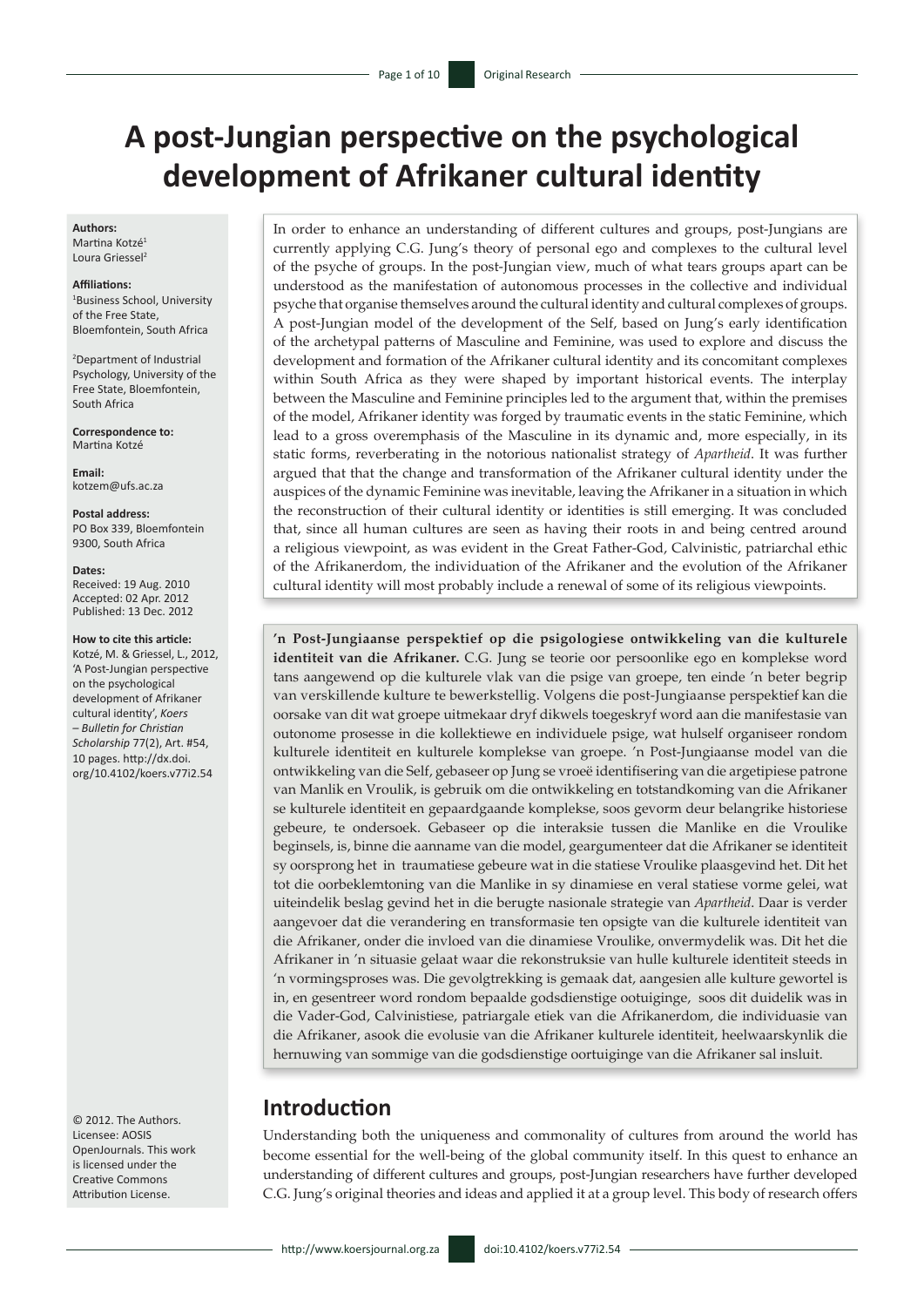# A post-Jungian perspective on the psychological development of Afrikaner cultural identity

**Authors:**
Martina Kotzé[1]
Loura Griessel[2]

**Affiliations:**
[1]Business School, University of the Free State, Bloemfontein, South Africa

[2]Department of Industrial Psychology, University of the Free State, Bloemfontein, South Africa

**Correspondence to:**
Martina Kotzé

**Email:**
kotzem@ufs.ac.za

**Postal address:**
PO Box 339, Bloemfontein 9300, South Africa

**Dates:**
Received: 19 Aug. 2010
Accepted: 02 Apr. 2012
Published: 13 Dec. 2012

**How to cite this article:**
Kotzé, M. & Griessel, L., 2012, 'A Post-Jungian perspective on the psychological development of Afrikaner cultural identity', *Koers – Bulletin for Christian Scholarship* 77(2), Art. #54, 10 pages. http://dx.doi.org/10.4102/koers.v77i2.54

© 2012. The Authors. Licensee: AOSIS OpenJournals. This work is licensed under the Creative Commons Attribution License.

In order to enhance an understanding of different cultures and groups, post-Jungians are currently applying C.G. Jung's theory of personal ego and complexes to the cultural level of the psyche of groups. In the post-Jungian view, much of what tears groups apart can be understood as the manifestation of autonomous processes in the collective and individual psyche that organise themselves around the cultural identity and cultural complexes of groups. A post-Jungian model of the development of the Self, based on Jung's early identification of the archetypal patterns of Masculine and Feminine, was used to explore and discuss the development and formation of the Afrikaner cultural identity and its concomitant complexes within South Africa as they were shaped by important historical events. The interplay between the Masculine and Feminine principles led to the argument that, within the premises of the model, Afrikaner identity was forged by traumatic events in the static Feminine, which lead to a gross overemphasis of the Masculine in its dynamic and, more especially, in its static forms, reverberating in the notorious nationalist strategy of *Apartheid*. It was further argued that that the change and transformation of the Afrikaner cultural identity under the auspices of the dynamic Feminine was inevitable, leaving the Afrikaner in a situation in which the reconstruction of their cultural identity or identities is still emerging. It was concluded that, since all human cultures are seen as having their roots in and being centred around a religious viewpoint, as was evident in the Great Father-God, Calvinistic, patriarchal ethic of the Afrikanerdom, the individuation of the Afrikaner and the evolution of the Afrikaner cultural identity will most probably include a renewal of some of its religious viewpoints.

**'n Post-Jungiaanse perspektief op die psigologiese ontwikkeling van die kulturele identiteit van die Afrikaner.** C.G. Jung se teorie oor persoonlike ego en komplekse word tans aangewend op die kulturele vlak van die psige van groepe, ten einde 'n beter begrip van verskillende kulture te bewerkstellig. Volgens die post-Jungiaanse perspektief kan die oorsake van dit wat groepe uitmekaar dryf dikwels toegeskryf word aan die manifestasie van outonome prosesse in die kollektiewe en individuele psige, wat hulself organiseer rondom kulturele identiteit en kulturele komplekse van groepe. 'n Post-Jungiaanse model van die ontwikkeling van die Self, gebaseer op Jung se vroeë identifisering van die argetipiese patrone van Manlik en Vroulik, is gebruik om die ontwikkeling en totstandkoming van die Afrikaner se kulturele identiteit en gepaardgaande komplekse, soos gevorm deur belangrike historiese gebeure, te ondersoek. Gebaseer op die interaksie tussen die Manlike en die Vroulike beginsels, is, binne die aanname van die model, geargumenteer dat die Afrikaner se identiteit sy oorsprong het in traumatiese gebeure wat in die statiese Vroulike plaasgevind het. Dit het tot die oorbeklemtoning van die Manlike in sy dinamiese en veral statiese vorme gelei, wat uiteindelik beslag gevind het in die berugte nasionale strategie van *Apartheid*. Daar is verder aangevoer dat die verandering en transformasie ten opsigte van die kulturele identiteit van die Afrikaner, onder die invloed van die dinamiese Vroulike, onvermydelik was. Dit het die Afrikaner in 'n situasie gelaat waar die rekonstruksie van hulle kulturele identiteit steeds in 'n vormingsproses was. Die gevolgtrekking is gemaak dat, aangesien alle kulture gewortel is in, en gesentreer word rondom bepaalde godsdienstige ootuiginge, soos dit duidelik was in die Vader-God, Calvinistiese, patriargale etiek van die Afrikanerdom, die individuasie van die Afrikaner, asook die evolusie van die Afrikaner kulturele identiteit, heelwaarskynlik die hernuwing van sommige van die godsdienstige oortuiginge van die Afrikaner sal insluit.

## Introduction

Understanding both the uniqueness and commonality of cultures from around the world has become essential for the well-being of the global community itself. In this quest to enhance an understanding of different cultures and groups, post-Jungian researchers have further developed C.G. Jung's original theories and ideas and applied it at a group level. This body of research offers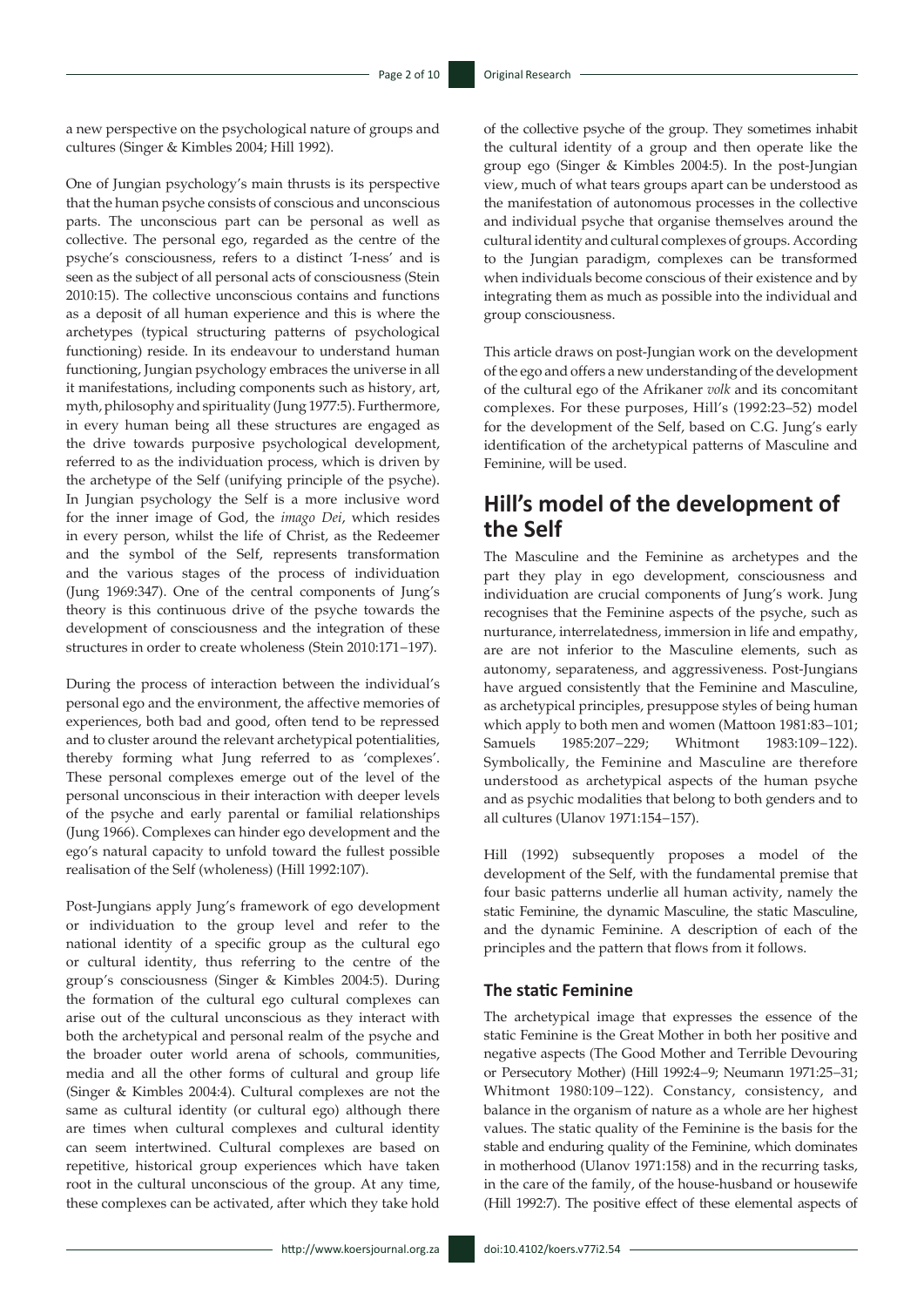a new perspective on the psychological nature of groups and cultures (Singer & Kimbles 2004; Hill 1992).

One of Jungian psychology's main thrusts is its perspective that the human psyche consists of conscious and unconscious parts. The unconscious part can be personal as well as collective. The personal ego, regarded as the centre of the psyche's consciousness, refers to a distinct 'I-ness' and is seen as the subject of all personal acts of consciousness (Stein 2010:15). The collective unconscious contains and functions as a deposit of all human experience and this is where the archetypes (typical structuring patterns of psychological functioning) reside. In its endeavour to understand human functioning, Jungian psychology embraces the universe in all it manifestations, including components such as history, art, myth, philosophy and spirituality (Jung 1977:5). Furthermore, in every human being all these structures are engaged as the drive towards purposive psychological development, referred to as the individuation process, which is driven by the archetype of the Self (unifying principle of the psyche). In Jungian psychology the Self is a more inclusive word for the inner image of God, the *imago Dei*, which resides in every person, whilst the life of Christ, as the Redeemer and the symbol of the Self, represents transformation and the various stages of the process of individuation (Jung 1969:347). One of the central components of Jung's theory is this continuous drive of the psyche towards the development of consciousness and the integration of these structures in order to create wholeness (Stein 2010:171−197).

During the process of interaction between the individual's personal ego and the environment, the affective memories of experiences, both bad and good, often tend to be repressed and to cluster around the relevant archetypical potentialities, thereby forming what Jung referred to as 'complexes'. These personal complexes emerge out of the level of the personal unconscious in their interaction with deeper levels of the psyche and early parental or familial relationships (Jung 1966). Complexes can hinder ego development and the ego's natural capacity to unfold toward the fullest possible realisation of the Self (wholeness) (Hill 1992:107).

Post-Jungians apply Jung's framework of ego development or individuation to the group level and refer to the national identity of a specific group as the cultural ego or cultural identity, thus referring to the centre of the group's consciousness (Singer & Kimbles 2004:5). During the formation of the cultural ego cultural complexes can arise out of the cultural unconscious as they interact with both the archetypical and personal realm of the psyche and the broader outer world arena of schools, communities, media and all the other forms of cultural and group life (Singer & Kimbles 2004:4). Cultural complexes are not the same as cultural identity (or cultural ego) although there are times when cultural complexes and cultural identity can seem intertwined. Cultural complexes are based on repetitive, historical group experiences which have taken root in the cultural unconscious of the group. At any time, these complexes can be activated, after which they take hold of the collective psyche of the group. They sometimes inhabit the cultural identity of a group and then operate like the group ego (Singer & Kimbles 2004:5). In the post-Jungian view, much of what tears groups apart can be understood as the manifestation of autonomous processes in the collective and individual psyche that organise themselves around the cultural identity and cultural complexes of groups. According to the Jungian paradigm, complexes can be transformed when individuals become conscious of their existence and by integrating them as much as possible into the individual and group consciousness.

This article draws on post-Jungian work on the development of the ego and offers a new understanding of the development of the cultural ego of the Afrikaner *volk* and its concomitant complexes. For these purposes, Hill's (1992:23–52) model for the development of the Self, based on C.G. Jung's early identification of the archetypical patterns of Masculine and Feminine, will be used.

## Hill's model of the development of the Self

The Masculine and the Feminine as archetypes and the part they play in ego development, consciousness and individuation are crucial components of Jung's work. Jung recognises that the Feminine aspects of the psyche, such as nurturance, interrelatedness, immersion in life and empathy, are are not inferior to the Masculine elements, such as autonomy, separateness, and aggressiveness. Post-Jungians have argued consistently that the Feminine and Masculine, as archetypical principles, presuppose styles of being human which apply to both men and women (Mattoon 1981:83−101; Samuels 1985:207−229; Whitmont 1983:109−122). Symbolically, the Feminine and Masculine are therefore understood as archetypical aspects of the human psyche and as psychic modalities that belong to both genders and to all cultures (Ulanov 1971:154−157).

Hill (1992) subsequently proposes a model of the development of the Self, with the fundamental premise that four basic patterns underlie all human activity, namely the static Feminine, the dynamic Masculine, the static Masculine, and the dynamic Feminine. A description of each of the principles and the pattern that flows from it follows.

### The static Feminine

The archetypical image that expresses the essence of the static Feminine is the Great Mother in both her positive and negative aspects (The Good Mother and Terrible Devouring or Persecutory Mother) (Hill 1992:4−9; Neumann 1971:25−31; Whitmont 1980:109−122). Constancy, consistency, and balance in the organism of nature as a whole are her highest values. The static quality of the Feminine is the basis for the stable and enduring quality of the Feminine, which dominates in motherhood (Ulanov 1971:158) and in the recurring tasks, in the care of the family, of the house-husband or housewife (Hill 1992:7). The positive effect of these elemental aspects of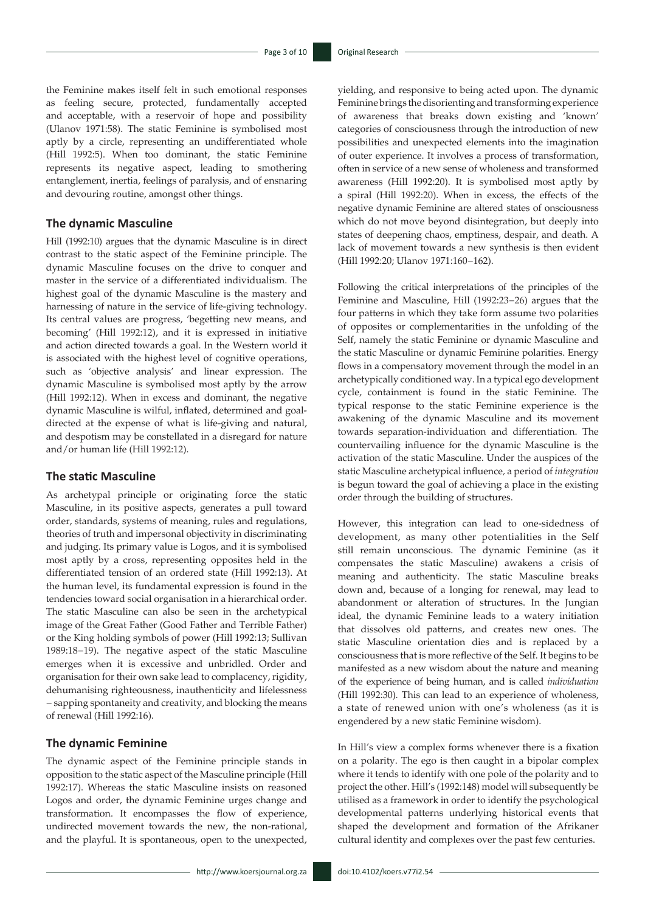the Feminine makes itself felt in such emotional responses as feeling secure, protected, fundamentally accepted and acceptable, with a reservoir of hope and possibility (Ulanov 1971:58). The static Feminine is symbolised most aptly by a circle, representing an undifferentiated whole (Hill 1992:5). When too dominant, the static Feminine represents its negative aspect, leading to smothering entanglement, inertia, feelings of paralysis, and of ensnaring and devouring routine, amongst other things.

## The dynamic Masculine

Hill (1992:10) argues that the dynamic Masculine is in direct contrast to the static aspect of the Feminine principle. The dynamic Masculine focuses on the drive to conquer and master in the service of a differentiated individualism. The highest goal of the dynamic Masculine is the mastery and harnessing of nature in the service of life-giving technology. Its central values are progress, 'begetting new means, and becoming' (Hill 1992:12), and it is expressed in initiative and action directed towards a goal. In the Western world it is associated with the highest level of cognitive operations, such as 'objective analysis' and linear expression. The dynamic Masculine is symbolised most aptly by the arrow (Hill 1992:12). When in excess and dominant, the negative dynamic Masculine is wilful, inflated, determined and goal-directed at the expense of what is life-giving and natural, and despotism may be constellated in a disregard for nature and/or human life (Hill 1992:12).

## The static Masculine

As archetypal principle or originating force the static Masculine, in its positive aspects, generates a pull toward order, standards, systems of meaning, rules and regulations, theories of truth and impersonal objectivity in discriminating and judging. Its primary value is Logos, and it is symbolised most aptly by a cross, representing opposites held in the differentiated tension of an ordered state (Hill 1992:13). At the human level, its fundamental expression is found in the tendencies toward social organisation in a hierarchical order. The static Masculine can also be seen in the archetypical image of the Great Father (Good Father and Terrible Father) or the King holding symbols of power (Hill 1992:13; Sullivan 1989:18–19). The negative aspect of the static Masculine emerges when it is excessive and unbridled. Order and organisation for their own sake lead to complacency, rigidity, dehumanising righteousness, inauthenticity and lifelessness – sapping spontaneity and creativity, and blocking the means of renewal (Hill 1992:16).

## The dynamic Feminine

The dynamic aspect of the Feminine principle stands in opposition to the static aspect of the Masculine principle (Hill 1992:17). Whereas the static Masculine insists on reasoned Logos and order, the dynamic Feminine urges change and transformation. It encompasses the flow of experience, undirected movement towards the new, the non-rational, and the playful. It is spontaneous, open to the unexpected, yielding, and responsive to being acted upon. The dynamic Feminine brings the disorienting and transforming experience of awareness that breaks down existing and 'known' categories of consciousness through the introduction of new possibilities and unexpected elements into the imagination of outer experience. It involves a process of transformation, often in service of a new sense of wholeness and transformed awareness (Hill 1992:20). It is symbolised most aptly by a spiral (Hill 1992:20). When in excess, the effects of the negative dynamic Feminine are altered states of onsciousness which do not move beyond disintegration, but deeply into states of deepening chaos, emptiness, despair, and death. A lack of movement towards a new synthesis is then evident (Hill 1992:20; Ulanov 1971:160–162).

Following the critical interpretations of the principles of the Feminine and Masculine, Hill (1992:23–26) argues that the four patterns in which they take form assume two polarities of opposites or complementarities in the unfolding of the Self, namely the static Feminine or dynamic Masculine and the static Masculine or dynamic Feminine polarities. Energy flows in a compensatory movement through the model in an archetypically conditioned way. In a typical ego development cycle, containment is found in the static Feminine. The typical response to the static Feminine experience is the awakening of the dynamic Masculine and its movement towards separation-individuation and differentiation. The countervailing influence for the dynamic Masculine is the activation of the static Masculine. Under the auspices of the static Masculine archetypical influence, a period of *integration* is begun toward the goal of achieving a place in the existing order through the building of structures.

However, this integration can lead to one-sidedness of development, as many other potentialities in the Self still remain unconscious. The dynamic Feminine (as it compensates the static Masculine) awakens a crisis of meaning and authenticity. The static Masculine breaks down and, because of a longing for renewal, may lead to abandonment or alteration of structures. In the Jungian ideal, the dynamic Feminine leads to a watery initiation that dissolves old patterns, and creates new ones. The static Masculine orientation dies and is replaced by a consciousness that is more reflective of the Self. It begins to be manifested as a new wisdom about the nature and meaning of the experience of being human, and is called *individuation* (Hill 1992:30). This can lead to an experience of wholeness, a state of renewed union with one's wholeness (as it is engendered by a new static Feminine wisdom).

In Hill's view a complex forms whenever there is a fixation on a polarity. The ego is then caught in a bipolar complex where it tends to identify with one pole of the polarity and to project the other. Hill's (1992:148) model will subsequently be utilised as a framework in order to identify the psychological developmental patterns underlying historical events that shaped the development and formation of the Afrikaner cultural identity and complexes over the past few centuries.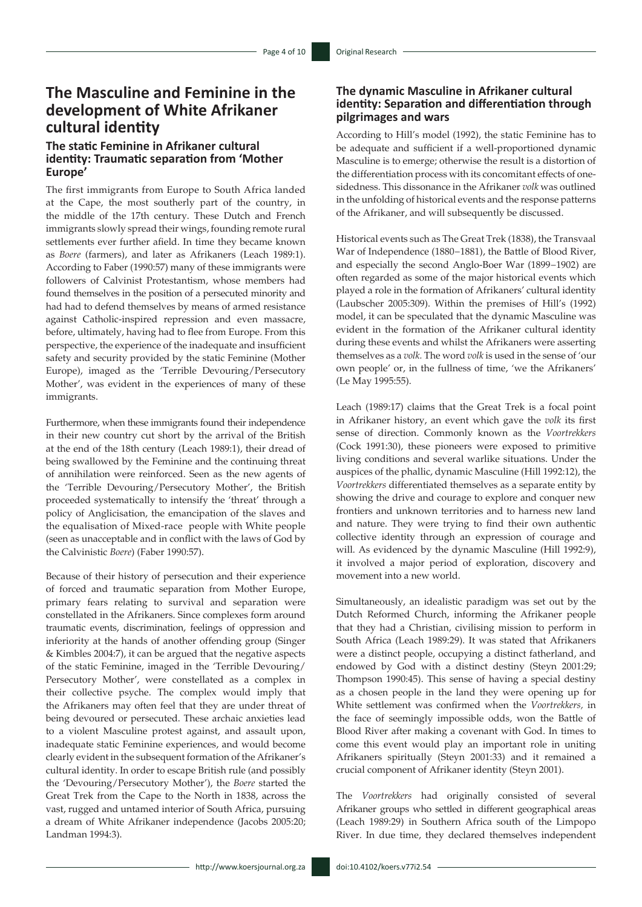## The Masculine and Feminine in the development of White Afrikaner cultural identity

### The static Feminine in Afrikaner cultural identity: Traumatic separation from 'Mother Europe'

The first immigrants from Europe to South Africa landed at the Cape, the most southerly part of the country, in the middle of the 17th century. These Dutch and French immigrants slowly spread their wings, founding remote rural settlements ever further afield. In time they became known as *Boere* (farmers), and later as Afrikaners (Leach 1989:1). According to Faber (1990:57) many of these immigrants were followers of Calvinist Protestantism, whose members had found themselves in the position of a persecuted minority and had had to defend themselves by means of armed resistance against Catholic-inspired repression and even massacre, before, ultimately, having had to flee from Europe. From this perspective, the experience of the inadequate and insufficient safety and security provided by the static Feminine (Mother Europe), imaged as the 'Terrible Devouring/Persecutory Mother', was evident in the experiences of many of these immigrants.

Furthermore, when these immigrants found their independence in their new country cut short by the arrival of the British at the end of the 18th century (Leach 1989:1), their dread of being swallowed by the Feminine and the continuing threat of annihilation were reinforced. Seen as the new agents of the 'Terrible Devouring/Persecutory Mother', the British proceeded systematically to intensify the 'threat' through a policy of Anglicisation, the emancipation of the slaves and the equalisation of Mixed-race people with White people (seen as unacceptable and in conflict with the laws of God by the Calvinistic *Boere*) (Faber 1990:57).

Because of their history of persecution and their experience of forced and traumatic separation from Mother Europe, primary fears relating to survival and separation were constellated in the Afrikaners. Since complexes form around traumatic events, discrimination, feelings of oppression and inferiority at the hands of another offending group (Singer & Kimbles 2004:7), it can be argued that the negative aspects of the static Feminine, imaged in the 'Terrible Devouring/Persecutory Mother', were constellated as a complex in their collective psyche. The complex would imply that the Afrikaners may often feel that they are under threat of being devoured or persecuted. These archaic anxieties lead to a violent Masculine protest against, and assault upon, inadequate static Feminine experiences, and would become clearly evident in the subsequent formation of the Afrikaner's cultural identity. In order to escape British rule (and possibly the 'Devouring/Persecutory Mother'), the *Boere* started the Great Trek from the Cape to the North in 1838, across the vast, rugged and untamed interior of South Africa, pursuing a dream of White Afrikaner independence (Jacobs 2005:20; Landman 1994:3).

### The dynamic Masculine in Afrikaner cultural identity: Separation and differentiation through pilgrimages and wars

According to Hill's model (1992), the static Feminine has to be adequate and sufficient if a well-proportioned dynamic Masculine is to emerge; otherwise the result is a distortion of the differentiation process with its concomitant effects of one-sidedness. This dissonance in the Afrikaner *volk* was outlined in the unfolding of historical events and the response patterns of the Afrikaner, and will subsequently be discussed.

Historical events such as The Great Trek (1838), the Transvaal War of Independence (1880–1881), the Battle of Blood River, and especially the second Anglo-Boer War (1899–1902) are often regarded as some of the major historical events which played a role in the formation of Afrikaners' cultural identity (Laubscher 2005:309). Within the premises of Hill's (1992) model, it can be speculated that the dynamic Masculine was evident in the formation of the Afrikaner cultural identity during these events and whilst the Afrikaners were asserting themselves as a *volk*. The word *volk* is used in the sense of 'our own people' or, in the fullness of time, 'we the Afrikaners' (Le May 1995:55).

Leach (1989:17) claims that the Great Trek is a focal point in Afrikaner history, an event which gave the *volk* its first sense of direction. Commonly known as the *Voortrekkers* (Cock 1991:30), these pioneers were exposed to primitive living conditions and several warlike situations. Under the auspices of the phallic, dynamic Masculine (Hill 1992:12), the *Voortrekkers* differentiated themselves as a separate entity by showing the drive and courage to explore and conquer new frontiers and unknown territories and to harness new land and nature. They were trying to find their own authentic collective identity through an expression of courage and will. As evidenced by the dynamic Masculine (Hill 1992:9), it involved a major period of exploration, discovery and movement into a new world.

Simultaneously, an idealistic paradigm was set out by the Dutch Reformed Church, informing the Afrikaner people that they had a Christian, civilising mission to perform in South Africa (Leach 1989:29). It was stated that Afrikaners were a distinct people, occupying a distinct fatherland, and endowed by God with a distinct destiny (Steyn 2001:29; Thompson 1990:45). This sense of having a special destiny as a chosen people in the land they were opening up for White settlement was confirmed when the *Voortrekkers,* in the face of seemingly impossible odds, won the Battle of Blood River after making a covenant with God. In times to come this event would play an important role in uniting Afrikaners spiritually (Steyn 2001:33) and it remained a crucial component of Afrikaner identity (Steyn 2001).

The *Voortrekkers* had originally consisted of several Afrikaner groups who settled in different geographical areas (Leach 1989:29) in Southern Africa south of the Limpopo River. In due time, they declared themselves independent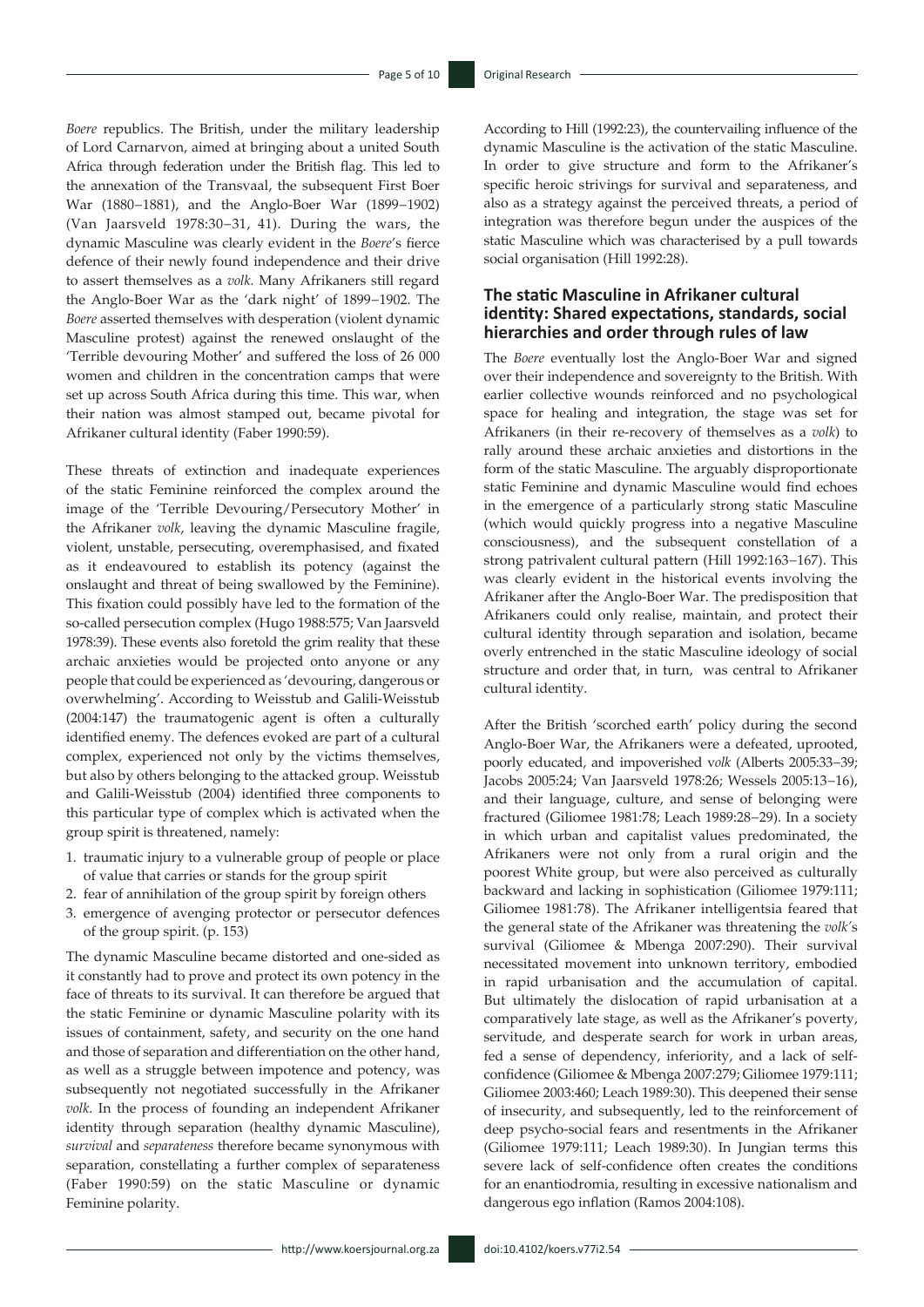*Boere* republics. The British, under the military leadership of Lord Carnarvon, aimed at bringing about a united South Africa through federation under the British flag. This led to the annexation of the Transvaal, the subsequent First Boer War (1880–1881), and the Anglo-Boer War (1899–1902) (Van Jaarsveld 1978:30–31, 41). During the wars, the dynamic Masculine was clearly evident in the *Boere*'s fierce defence of their newly found independence and their drive to assert themselves as a *volk.* Many Afrikaners still regard the Anglo-Boer War as the 'dark night' of 1899–1902. The *Boere* asserted themselves with desperation (violent dynamic Masculine protest) against the renewed onslaught of the 'Terrible devouring Mother' and suffered the loss of 26 000 women and children in the concentration camps that were set up across South Africa during this time. This war, when their nation was almost stamped out, became pivotal for Afrikaner cultural identity (Faber 1990:59).

These threats of extinction and inadequate experiences of the static Feminine reinforced the complex around the image of the 'Terrible Devouring/Persecutory Mother' in the Afrikaner *volk*, leaving the dynamic Masculine fragile, violent, unstable, persecuting, overemphasised, and fixated as it endeavoured to establish its potency (against the onslaught and threat of being swallowed by the Feminine). This fixation could possibly have led to the formation of the so-called persecution complex (Hugo 1988:575; Van Jaarsveld 1978:39). These events also foretold the grim reality that these archaic anxieties would be projected onto anyone or any people that could be experienced as 'devouring, dangerous or overwhelming'. According to Weisstub and Galili-Weisstub (2004:147) the traumatogenic agent is often a culturally identified enemy. The defences evoked are part of a cultural complex, experienced not only by the victims themselves, but also by others belonging to the attacked group. Weisstub and Galili-Weisstub (2004) identified three components to this particular type of complex which is activated when the group spirit is threatened, namely:

1. traumatic injury to a vulnerable group of people or place of value that carries or stands for the group spirit
2. fear of annihilation of the group spirit by foreign others
3. emergence of avenging protector or persecutor defences of the group spirit. (p. 153)

The dynamic Masculine became distorted and one-sided as it constantly had to prove and protect its own potency in the face of threats to its survival. It can therefore be argued that the static Feminine or dynamic Masculine polarity with its issues of containment, safety, and security on the one hand and those of separation and differentiation on the other hand, as well as a struggle between impotence and potency, was subsequently not negotiated successfully in the Afrikaner *volk*. In the process of founding an independent Afrikaner identity through separation (healthy dynamic Masculine), *survival* and *separateness* therefore became synonymous with separation, constellating a further complex of separateness (Faber 1990:59) on the static Masculine or dynamic Feminine polarity.

According to Hill (1992:23), the countervailing influence of the dynamic Masculine is the activation of the static Masculine. In order to give structure and form to the Afrikaner's specific heroic strivings for survival and separateness, and also as a strategy against the perceived threats, a period of integration was therefore begun under the auspices of the static Masculine which was characterised by a pull towards social organisation (Hill 1992:28).

## The static Masculine in Afrikaner cultural identity: Shared expectations, standards, social hierarchies and order through rules of law

The *Boere* eventually lost the Anglo-Boer War and signed over their independence and sovereignty to the British. With earlier collective wounds reinforced and no psychological space for healing and integration, the stage was set for Afrikaners (in their re-recovery of themselves as a *volk*) to rally around these archaic anxieties and distortions in the form of the static Masculine. The arguably disproportionate static Feminine and dynamic Masculine would find echoes in the emergence of a particularly strong static Masculine (which would quickly progress into a negative Masculine consciousness), and the subsequent constellation of a strong patrivalent cultural pattern (Hill 1992:163–167). This was clearly evident in the historical events involving the Afrikaner after the Anglo-Boer War. The predisposition that Afrikaners could only realise, maintain, and protect their cultural identity through separation and isolation, became overly entrenched in the static Masculine ideology of social structure and order that, in turn, was central to Afrikaner cultural identity.

After the British 'scorched earth' policy during the second Anglo-Boer War, the Afrikaners were a defeated, uprooted, poorly educated, and impoverished *volk* (Alberts 2005:33–39; Jacobs 2005:24; Van Jaarsveld 1978:26; Wessels 2005:13–16), and their language, culture, and sense of belonging were fractured (Giliomee 1981:78; Leach 1989:28–29). In a society in which urban and capitalist values predominated, the Afrikaners were not only from a rural origin and the poorest White group, but were also perceived as culturally backward and lacking in sophistication (Giliomee 1979:111; Giliomee 1981:78). The Afrikaner intelligentsia feared that the general state of the Afrikaner was threatening the *volk*'s survival (Giliomee & Mbenga 2007:290). Their survival necessitated movement into unknown territory, embodied in rapid urbanisation and the accumulation of capital. But ultimately the dislocation of rapid urbanisation at a comparatively late stage, as well as the Afrikaner's poverty, servitude, and desperate search for work in urban areas, fed a sense of dependency, inferiority, and a lack of self-confidence (Giliomee & Mbenga 2007:279; Giliomee 1979:111; Giliomee 2003:460; Leach 1989:30). This deepened their sense of insecurity, and subsequently, led to the reinforcement of deep psycho-social fears and resentments in the Afrikaner (Giliomee 1979:111; Leach 1989:30). In Jungian terms this severe lack of self-confidence often creates the conditions for an enantiodromia, resulting in excessive nationalism and dangerous ego inflation (Ramos 2004:108).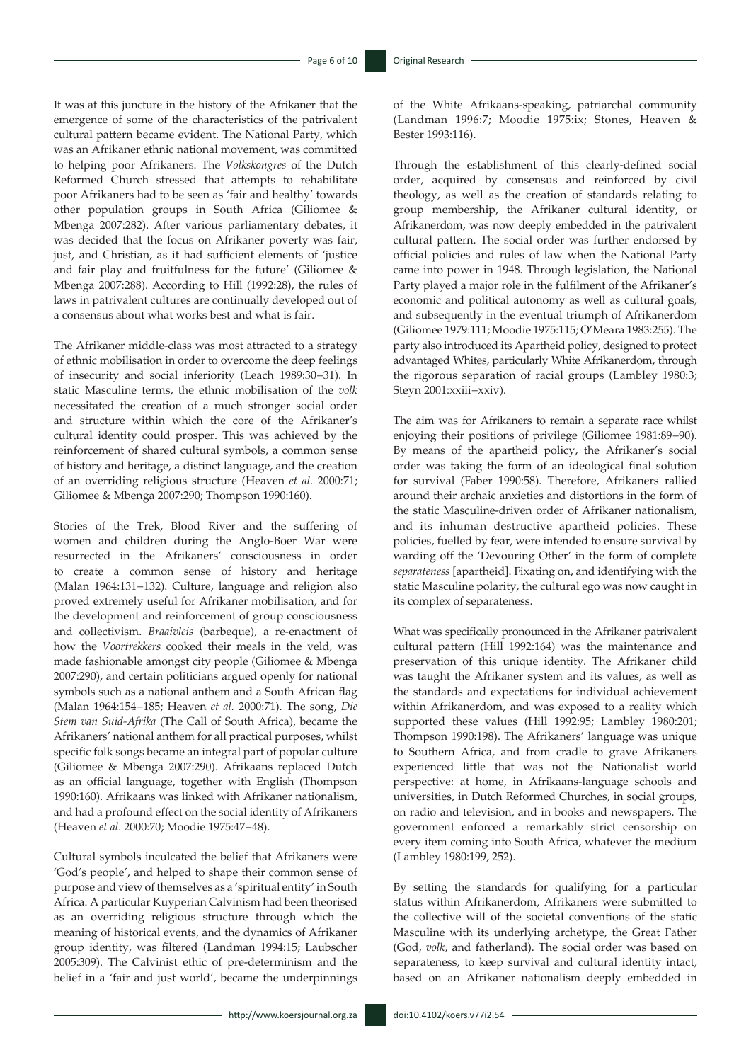It was at this juncture in the history of the Afrikaner that the emergence of some of the characteristics of the patrivalent cultural pattern became evident. The National Party, which was an Afrikaner ethnic national movement, was committed to helping poor Afrikaners. The *Volkskongres* of the Dutch Reformed Church stressed that attempts to rehabilitate poor Afrikaners had to be seen as 'fair and healthy' towards other population groups in South Africa (Giliomee & Mbenga 2007:282). After various parliamentary debates, it was decided that the focus on Afrikaner poverty was fair, just, and Christian, as it had sufficient elements of 'justice and fair play and fruitfulness for the future' (Giliomee & Mbenga 2007:288). According to Hill (1992:28), the rules of laws in patrivalent cultures are continually developed out of a consensus about what works best and what is fair.

The Afrikaner middle-class was most attracted to a strategy of ethnic mobilisation in order to overcome the deep feelings of insecurity and social inferiority (Leach 1989:30–31). In static Masculine terms, the ethnic mobilisation of the *volk* necessitated the creation of a much stronger social order and structure within which the core of the Afrikaner's cultural identity could prosper. This was achieved by the reinforcement of shared cultural symbols, a common sense of history and heritage, a distinct language, and the creation of an overriding religious structure (Heaven *et al.* 2000:71; Giliomee & Mbenga 2007:290; Thompson 1990:160).

Stories of the Trek, Blood River and the suffering of women and children during the Anglo-Boer War were resurrected in the Afrikaners' consciousness in order to create a common sense of history and heritage (Malan 1964:131–132). Culture, language and religion also proved extremely useful for Afrikaner mobilisation, and for the development and reinforcement of group consciousness and collectivism. *Braaivleis* (barbeque), a re-enactment of how the *Voortrekkers* cooked their meals in the veld, was made fashionable amongst city people (Giliomee & Mbenga 2007:290), and certain politicians argued openly for national symbols such as a national anthem and a South African flag (Malan 1964:154–185; Heaven *et al.* 2000:71). The song, *Die Stem van Suid-Afrika* (The Call of South Africa), became the Afrikaners' national anthem for all practical purposes, whilst specific folk songs became an integral part of popular culture (Giliomee & Mbenga 2007:290). Afrikaans replaced Dutch as an official language, together with English (Thompson 1990:160). Afrikaans was linked with Afrikaner nationalism, and had a profound effect on the social identity of Afrikaners (Heaven *et al.* 2000:70; Moodie 1975:47–48).

Cultural symbols inculcated the belief that Afrikaners were 'God's people', and helped to shape their common sense of purpose and view of themselves as a 'spiritual entity' in South Africa. A particular Kuyperian Calvinism had been theorised as an overriding religious structure through which the meaning of historical events, and the dynamics of Afrikaner group identity, was filtered (Landman 1994:15; Laubscher 2005:309). The Calvinist ethic of pre-determinism and the belief in a 'fair and just world', became the underpinnings of the White Afrikaans-speaking, patriarchal community (Landman 1996:7; Moodie 1975:ix; Stones, Heaven & Bester 1993:116).

Through the establishment of this clearly-defined social order, acquired by consensus and reinforced by civil theology, as well as the creation of standards relating to group membership, the Afrikaner cultural identity, or Afrikanerdom, was now deeply embedded in the patrivalent cultural pattern. The social order was further endorsed by official policies and rules of law when the National Party came into power in 1948. Through legislation, the National Party played a major role in the fulfilment of the Afrikaner's economic and political autonomy as well as cultural goals, and subsequently in the eventual triumph of Afrikanerdom (Giliomee 1979:111; Moodie 1975:115; O'Meara 1983:255). The party also introduced its Apartheid policy, designed to protect advantaged Whites, particularly White Afrikanerdom, through the rigorous separation of racial groups (Lambley 1980:3; Steyn 2001:xxiii–xxiv).

The aim was for Afrikaners to remain a separate race whilst enjoying their positions of privilege (Giliomee 1981:89–90). By means of the apartheid policy, the Afrikaner's social order was taking the form of an ideological final solution for survival (Faber 1990:58). Therefore, Afrikaners rallied around their archaic anxieties and distortions in the form of the static Masculine-driven order of Afrikaner nationalism, and its inhuman destructive apartheid policies. These policies, fuelled by fear, were intended to ensure survival by warding off the 'Devouring Other' in the form of complete *separateness* [apartheid]. Fixating on, and identifying with the static Masculine polarity, the cultural ego was now caught in its complex of separateness.

What was specifically pronounced in the Afrikaner patrivalent cultural pattern (Hill 1992:164) was the maintenance and preservation of this unique identity. The Afrikaner child was taught the Afrikaner system and its values, as well as the standards and expectations for individual achievement within Afrikanerdom, and was exposed to a reality which supported these values (Hill 1992:95; Lambley 1980:201; Thompson 1990:198). The Afrikaners' language was unique to Southern Africa, and from cradle to grave Afrikaners experienced little that was not the Nationalist world perspective: at home, in Afrikaans-language schools and universities, in Dutch Reformed Churches, in social groups, on radio and television, and in books and newspapers. The government enforced a remarkably strict censorship on every item coming into South Africa, whatever the medium (Lambley 1980:199, 252).

By setting the standards for qualifying for a particular status within Afrikanerdom, Afrikaners were submitted to the collective will of the societal conventions of the static Masculine with its underlying archetype, the Great Father (God, *volk,* and fatherland). The social order was based on separateness, to keep survival and cultural identity intact, based on an Afrikaner nationalism deeply embedded in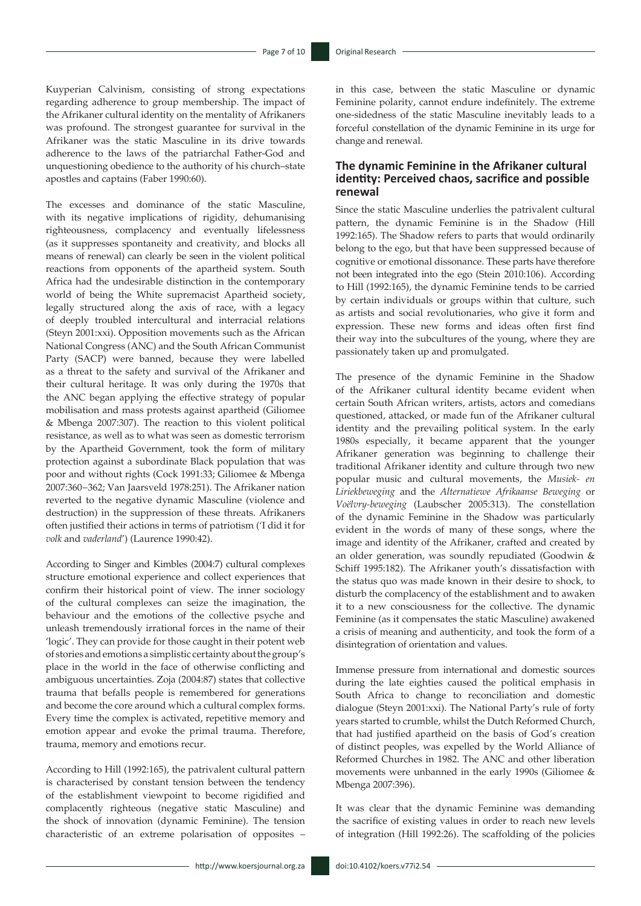Kuyperian Calvinism, consisting of strong expectations regarding adherence to group membership. The impact of the Afrikaner cultural identity on the mentality of Afrikaners was profound. The strongest guarantee for survival in the Afrikaner was the static Masculine in its drive towards adherence to the laws of the patriarchal Father-God and unquestioning obedience to the authority of his church–state apostles and captains (Faber 1990:60).

The excesses and dominance of the static Masculine, with its negative implications of rigidity, dehumanising righteousness, complacency and eventually lifelessness (as it suppresses spontaneity and creativity, and blocks all means of renewal) can clearly be seen in the violent political reactions from opponents of the apartheid system. South Africa had the undesirable distinction in the contemporary world of being the White supremacist Apartheid society, legally structured along the axis of race, with a legacy of deeply troubled intercultural and interracial relations (Steyn 2001:xxi). Opposition movements such as the African National Congress (ANC) and the South African Communist Party (SACP) were banned, because they were labelled as a threat to the safety and survival of the Afrikaner and their cultural heritage. It was only during the 1970s that the ANC began applying the effective strategy of popular mobilisation and mass protests against apartheid (Giliomee & Mbenga 2007:307). The reaction to this violent political resistance, as well as to what was seen as domestic terrorism by the Apartheid Government, took the form of military protection against a subordinate Black population that was poor and without rights (Cock 1991:33; Giliomee & Mbenga 2007:360−362; Van Jaarsveld 1978:251). The Afrikaner nation reverted to the negative dynamic Masculine (violence and destruction) in the suppression of these threats. Afrikaners often justified their actions in terms of patriotism ('I did it for *volk* and *vaderland*') (Laurence 1990:42).

According to Singer and Kimbles (2004:7) cultural complexes structure emotional experience and collect experiences that confirm their historical point of view. The inner sociology of the cultural complexes can seize the imagination, the behaviour and the emotions of the collective psyche and unleash tremendously irrational forces in the name of their 'logic'. They can provide for those caught in their potent web of stories and emotions a simplistic certainty about the group's place in the world in the face of otherwise conflicting and ambiguous uncertainties. Zoja (2004:87) states that collective trauma that befalls people is remembered for generations and become the core around which a cultural complex forms. Every time the complex is activated, repetitive memory and emotion appear and evoke the primal trauma. Therefore, trauma, memory and emotions recur.

According to Hill (1992:165), the patrivalent cultural pattern is characterised by constant tension between the tendency of the establishment viewpoint to become rigidified and complacently righteous (negative static Masculine) and the shock of innovation (dynamic Feminine). The tension characteristic of an extreme polarisation of opposites – in this case, between the static Masculine or dynamic Feminine polarity, cannot endure indefinitely. The extreme one-sidedness of the static Masculine inevitably leads to a forceful constellation of the dynamic Feminine in its urge for change and renewal.

## The dynamic Feminine in the Afrikaner cultural identity: Perceived chaos, sacrifice and possible renewal

Since the static Masculine underlies the patrivalent cultural pattern, the dynamic Feminine is in the Shadow (Hill 1992:165). The Shadow refers to parts that would ordinarily belong to the ego, but that have been suppressed because of cognitive or emotional dissonance. These parts have therefore not been integrated into the ego (Stein 2010:106). According to Hill (1992:165), the dynamic Feminine tends to be carried by certain individuals or groups within that culture, such as artists and social revolutionaries, who give it form and expression. These new forms and ideas often first find their way into the subcultures of the young, where they are passionately taken up and promulgated.

The presence of the dynamic Feminine in the Shadow of the Afrikaner cultural identity became evident when certain South African writers, artists, actors and comedians questioned, attacked, or made fun of the Afrikaner cultural identity and the prevailing political system. In the early 1980s especially, it became apparent that the younger Afrikaner generation was beginning to challenge their traditional Afrikaner identity and culture through two new popular music and cultural movements, the *Musiek- en Liriekbeweging* and the *Alternatiewe Afrikaanse Beweging* or *Voëlvry-beweging* (Laubscher 2005:313). The constellation of the dynamic Feminine in the Shadow was particularly evident in the words of many of these songs, where the image and identity of the Afrikaner, crafted and created by an older generation, was soundly repudiated (Goodwin & Schiff 1995:182). The Afrikaner youth's dissatisfaction with the status quo was made known in their desire to shock, to disturb the complacency of the establishment and to awaken it to a new consciousness for the collective. The dynamic Feminine (as it compensates the static Masculine) awakened a crisis of meaning and authenticity, and took the form of a disintegration of orientation and values.

Immense pressure from international and domestic sources during the late eighties caused the political emphasis in South Africa to change to reconciliation and domestic dialogue (Steyn 2001:xxi). The National Party's rule of forty years started to crumble, whilst the Dutch Reformed Church, that had justified apartheid on the basis of God's creation of distinct peoples, was expelled by the World Alliance of Reformed Churches in 1982. The ANC and other liberation movements were unbanned in the early 1990s (Giliomee & Mbenga 2007:396).

It was clear that the dynamic Feminine was demanding the sacrifice of existing values in order to reach new levels of integration (Hill 1992:26). The scaffolding of the policies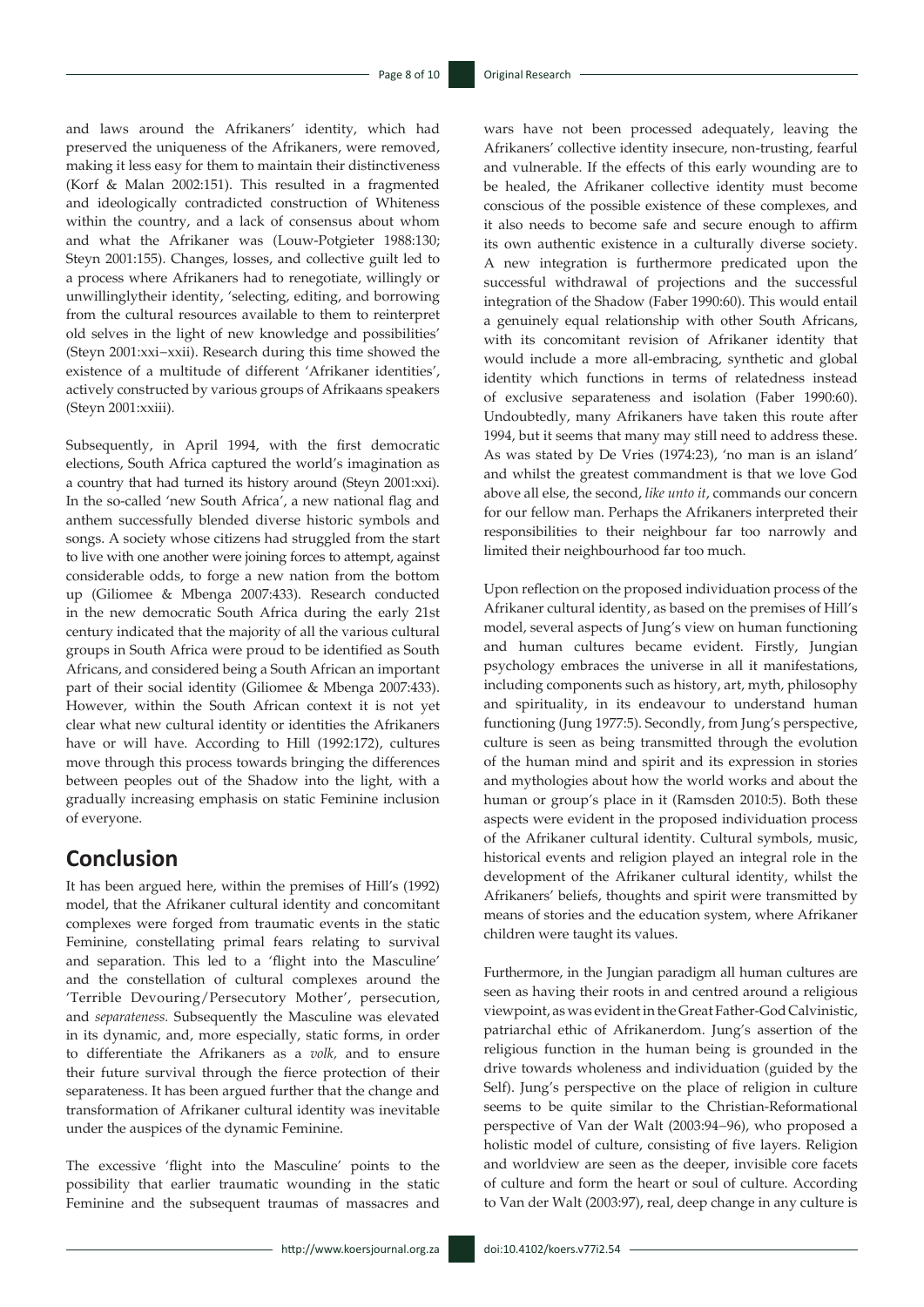and laws around the Afrikaners' identity, which had preserved the uniqueness of the Afrikaners, were removed, making it less easy for them to maintain their distinctiveness (Korf & Malan 2002:151). This resulted in a fragmented and ideologically contradicted construction of Whiteness within the country, and a lack of consensus about whom and what the Afrikaner was (Louw-Potgieter 1988:130; Steyn 2001:155). Changes, losses, and collective guilt led to a process where Afrikaners had to renegotiate, willingly or unwillinglytheir identity, 'selecting, editing, and borrowing from the cultural resources available to them to reinterpret old selves in the light of new knowledge and possibilities' (Steyn 2001:xxi–xxii). Research during this time showed the existence of a multitude of different 'Afrikaner identities', actively constructed by various groups of Afrikaans speakers (Steyn 2001:xxiii).

Subsequently, in April 1994, with the first democratic elections, South Africa captured the world's imagination as a country that had turned its history around (Steyn 2001:xxi). In the so-called 'new South Africa', a new national flag and anthem successfully blended diverse historic symbols and songs. A society whose citizens had struggled from the start to live with one another were joining forces to attempt, against considerable odds, to forge a new nation from the bottom up (Giliomee & Mbenga 2007:433). Research conducted in the new democratic South Africa during the early 21st century indicated that the majority of all the various cultural groups in South Africa were proud to be identified as South Africans, and considered being a South African an important part of their social identity (Giliomee & Mbenga 2007:433). However, within the South African context it is not yet clear what new cultural identity or identities the Afrikaners have or will have. According to Hill (1992:172), cultures move through this process towards bringing the differences between peoples out of the Shadow into the light, with a gradually increasing emphasis on static Feminine inclusion of everyone.

## Conclusion

It has been argued here, within the premises of Hill's (1992) model, that the Afrikaner cultural identity and concomitant complexes were forged from traumatic events in the static Feminine, constellating primal fears relating to survival and separation. This led to a 'flight into the Masculine' and the constellation of cultural complexes around the 'Terrible Devouring/Persecutory Mother', persecution, and *separateness.* Subsequently the Masculine was elevated in its dynamic, and, more especially, static forms, in order to differentiate the Afrikaners as a *volk,* and to ensure their future survival through the fierce protection of their separateness. It has been argued further that the change and transformation of Afrikaner cultural identity was inevitable under the auspices of the dynamic Feminine.

The excessive 'flight into the Masculine' points to the possibility that earlier traumatic wounding in the static Feminine and the subsequent traumas of massacres and wars have not been processed adequately, leaving the Afrikaners' collective identity insecure, non-trusting, fearful and vulnerable. If the effects of this early wounding are to be healed, the Afrikaner collective identity must become conscious of the possible existence of these complexes, and it also needs to become safe and secure enough to affirm its own authentic existence in a culturally diverse society. A new integration is furthermore predicated upon the successful withdrawal of projections and the successful integration of the Shadow (Faber 1990:60). This would entail a genuinely equal relationship with other South Africans, with its concomitant revision of Afrikaner identity that would include a more all-embracing, synthetic and global identity which functions in terms of relatedness instead of exclusive separateness and isolation (Faber 1990:60). Undoubtedly, many Afrikaners have taken this route after 1994, but it seems that many may still need to address these. As was stated by De Vries (1974:23), 'no man is an island' and whilst the greatest commandment is that we love God above all else, the second, *like unto it*, commands our concern for our fellow man. Perhaps the Afrikaners interpreted their responsibilities to their neighbour far too narrowly and limited their neighbourhood far too much.

Upon reflection on the proposed individuation process of the Afrikaner cultural identity, as based on the premises of Hill's model, several aspects of Jung's view on human functioning and human cultures became evident. Firstly, Jungian psychology embraces the universe in all it manifestations, including components such as history, art, myth, philosophy and spirituality, in its endeavour to understand human functioning (Jung 1977:5). Secondly, from Jung's perspective, culture is seen as being transmitted through the evolution of the human mind and spirit and its expression in stories and mythologies about how the world works and about the human or group's place in it (Ramsden 2010:5). Both these aspects were evident in the proposed individuation process of the Afrikaner cultural identity. Cultural symbols, music, historical events and religion played an integral role in the development of the Afrikaner cultural identity, whilst the Afrikaners' beliefs, thoughts and spirit were transmitted by means of stories and the education system, where Afrikaner children were taught its values.

Furthermore, in the Jungian paradigm all human cultures are seen as having their roots in and centred around a religious viewpoint, as was evident in the Great Father-God Calvinistic, patriarchal ethic of Afrikanerdom. Jung's assertion of the religious function in the human being is grounded in the drive towards wholeness and individuation (guided by the Self). Jung's perspective on the place of religion in culture seems to be quite similar to the Christian-Reformational perspective of Van der Walt (2003:94–96), who proposed a holistic model of culture, consisting of five layers. Religion and worldview are seen as the deeper, invisible core facets of culture and form the heart or soul of culture. According to Van der Walt (2003:97), real, deep change in any culture is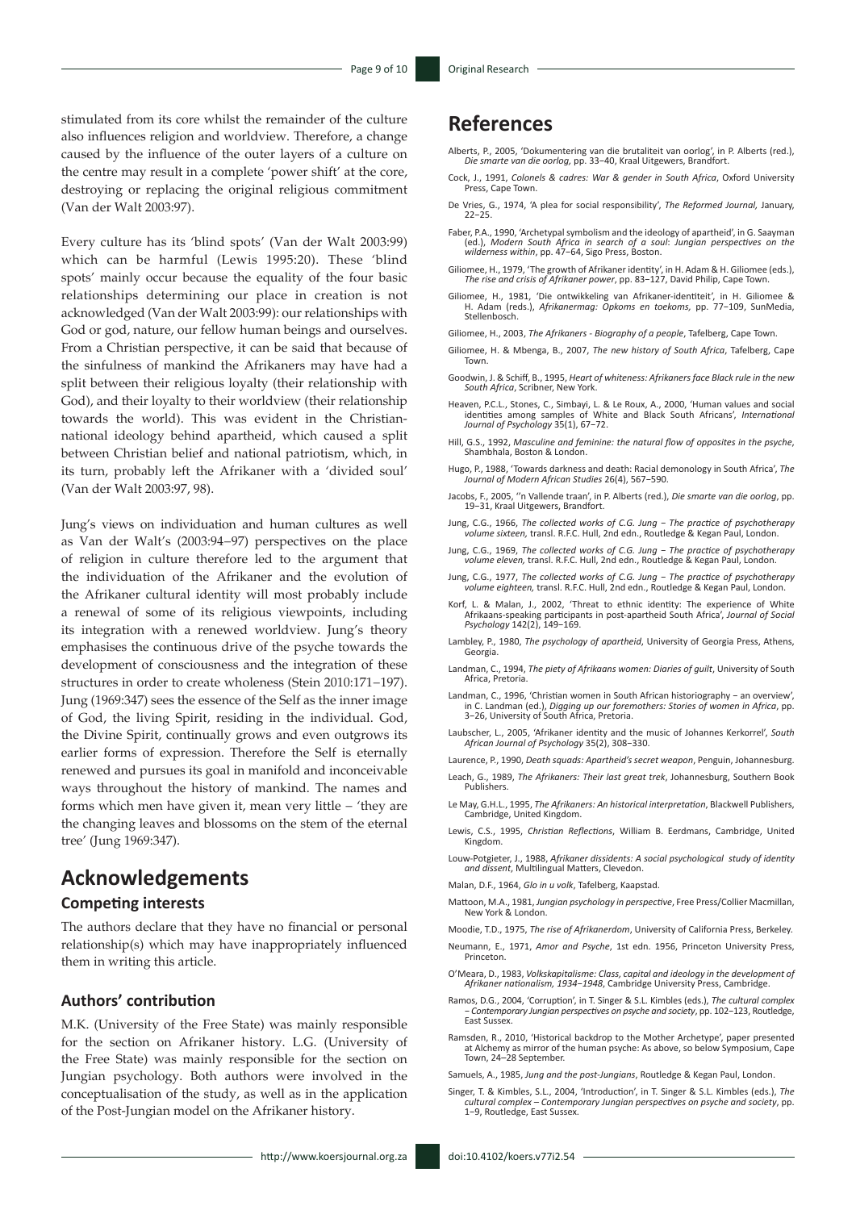stimulated from its core whilst the remainder of the culture also influences religion and worldview. Therefore, a change caused by the influence of the outer layers of a culture on the centre may result in a complete 'power shift' at the core, destroying or replacing the original religious commitment (Van der Walt 2003:97).

Every culture has its 'blind spots' (Van der Walt 2003:99) which can be harmful (Lewis 1995:20). These 'blind spots' mainly occur because the equality of the four basic relationships determining our place in creation is not acknowledged (Van der Walt 2003:99): our relationships with God or god, nature, our fellow human beings and ourselves. From a Christian perspective, it can be said that because of the sinfulness of mankind the Afrikaners may have had a split between their religious loyalty (their relationship with God), and their loyalty to their worldview (their relationship towards the world). This was evident in the Christian-national ideology behind apartheid, which caused a split between Christian belief and national patriotism, which, in its turn, probably left the Afrikaner with a 'divided soul' (Van der Walt 2003:97, 98).

Jung's views on individuation and human cultures as well as Van der Walt's (2003:94–97) perspectives on the place of religion in culture therefore led to the argument that the individuation of the Afrikaner and the evolution of the Afrikaner cultural identity will most probably include a renewal of some of its religious viewpoints, including its integration with a renewed worldview. Jung's theory emphasises the continuous drive of the psyche towards the development of consciousness and the integration of these structures in order to create wholeness (Stein 2010:171–197). Jung (1969:347) sees the essence of the Self as the inner image of God, the living Spirit, residing in the individual. God, the Divine Spirit, continually grows and even outgrows its earlier forms of expression. Therefore the Self is eternally renewed and pursues its goal in manifold and inconceivable ways throughout the history of mankind. The names and forms which men have given it, mean very little – 'they are the changing leaves and blossoms on the stem of the eternal tree' (Jung 1969:347).

# Acknowledgements

## Competing interests

The authors declare that they have no financial or personal relationship(s) which may have inappropriately influenced them in writing this article.

## Authors' contribution

M.K. (University of the Free State) was mainly responsible for the section on Afrikaner history. L.G. (University of the Free State) was mainly responsible for the section on Jungian psychology. Both authors were involved in the conceptualisation of the study, as well as in the application of the Post-Jungian model on the Afrikaner history.

# References

Alberts, P., 2005, 'Dokumentering van die brutaliteit van oorlog', in P. Alberts (red.), *Die smarte van die oorlog,* pp. 33–40, Kraal Uitgewers, Brandfort.

Cock, J., 1991, *Colonels & cadres: War & gender in South Africa*, Oxford University Press, Cape Town.

De Vries, G., 1974, 'A plea for social responsibility', *The Reformed Journal,* January, 22–25.

Faber, P.A., 1990, 'Archetypal symbolism and the ideology of apartheid', in G. Saayman (ed.), *Modern South Africa in search of a soul: Jungian perspectives on the wilderness within*, pp. 47–64, Sigo Press, Boston.

Giliomee, H., 1979, 'The growth of Afrikaner identity', in H. Adam & H. Giliomee (eds.), *The rise and crisis of Afrikaner power*, pp. 83–127, David Philip, Cape Town.

Giliomee, H., 1981, 'Die ontwikkeling van Afrikaner-identiteit', in H. Giliomee & H. Adam (reds.), *Afrikanermag: Opkoms en toekoms,* pp. 77–109, SunMedia, Stellenbosch.

Giliomee, H., 2003, *The Afrikaners - Biography of a people*, Tafelberg, Cape Town.

Giliomee, H. & Mbenga, B., 2007, *The new history of South Africa*, Tafelberg, Cape Town.

Goodwin, J. & Schiff, B., 1995, *Heart of whiteness: Afrikaners face Black rule in the new South Africa*, Scribner, New York.

Heaven, P.C.L., Stones, C., Simbayi, L. & Le Roux, A., 2000, 'Human values and social identities among samples of White and Black South Africans', *International Journal of Psychology* 35(1), 67–72.

Hill, G.S., 1992, *Masculine and feminine: the natural flow of opposites in the psyche*, Shambhala, Boston & London.

Hugo, P., 1988, 'Towards darkness and death: Racial demonology in South Africa', *The Journal of Modern African Studies* 26(4), 567–590.

Jacobs, F., 2005, ''n Vallende traan', in P. Alberts (red.), *Die smarte van die oorlog*, pp. 19–31, Kraal Uitgewers, Brandfort.

Jung, C.G., 1966, *The collected works of C.G. Jung – The practice of psychotherapy volume sixteen,* transl. R.F.C. Hull, 2nd edn., Routledge & Kegan Paul, London.

Jung, C.G., 1969, *The collected works of C.G. Jung – The practice of psychotherapy volume eleven,* transl. R.F.C. Hull, 2nd edn., Routledge & Kegan Paul, London.

Jung, C.G., 1977, *The collected works of C.G. Jung – The practice of psychotherapy volume eighteen,* transl. R.F.C. Hull, 2nd edn., Routledge & Kegan Paul, London.

Korf, L. & Malan, J., 2002, 'Threat to ethnic identity: The experience of White Afrikaans-speaking participants in post-apartheid South Africa', *Journal of Social Psychology* 142(2), 149–169.

Lambley, P., 1980, *The psychology of apartheid*, University of Georgia Press, Athens, Georgia.

Landman, C., 1994, *The piety of Afrikaans women: Diaries of guilt*, University of South Africa, Pretoria.

Landman, C., 1996, 'Christian women in South African historiography – an overview', in C. Landman (ed.), *Digging up our foremothers: Stories of women in Africa*, pp. 3–26, University of South Africa, Pretoria.

Laubscher, L., 2005, 'Afrikaner identity and the music of Johannes Kerkorrel', *South African Journal of Psychology* 35(2), 308–330.

Laurence, P., 1990, *Death squads: Apartheid's secret weapon*, Penguin, Johannesburg.

Leach, G., 1989, *The Afrikaners: Their last great trek*, Johannesburg, Southern Book Publishers.

Le May, G.H.L., 1995, *The Afrikaners: An historical interpretation*, Blackwell Publishers, Cambridge, United Kingdom.

Lewis, C.S., 1995, *Christian Reflections*, William B. Eerdmans, Cambridge, United Kingdom.

Louw-Potgieter, J., 1988, *Afrikaner dissidents: A social psychological study of identity and dissent*, Multilingual Matters, Clevedon.

Malan, D.F., 1964, *Glo in u volk*, Tafelberg, Kaapstad.

Mattoon, M.A., 1981, *Jungian psychology in perspective*, Free Press/Collier Macmillan, New York & London.

Moodie, T.D., 1975, *The rise of Afrikanerdom*, University of California Press, Berkeley.

Neumann, E., 1971, *Amor and Psyche*, 1st edn. 1956, Princeton University Press, Princeton.

O'Meara, D., 1983, *Volkskapitalisme: Class, capital and ideology in the development of Afrikaner nationalism, 1934–1948*, Cambridge University Press, Cambridge.

Ramos, D.G., 2004, 'Corruption', in T. Singer & S.L. Kimbles (eds.), *The cultural complex – Contemporary Jungian perspectives on psyche and society*, pp. 102–123, Routledge, East Sussex.

Ramsden, R., 2010, 'Historical backdrop to the Mother Archetype', paper presented at Alchemy as mirror of the human psyche: As above, so below Symposium, Cape Town, 24–28 September.

Samuels, A., 1985, *Jung and the post-Jungians*, Routledge & Kegan Paul, London.

Singer, T. & Kimbles, S.L., 2004, 'Introduction', in T. Singer & S.L. Kimbles (eds.), *The cultural complex – Contemporary Jungian perspectives on psyche and society*, pp. 1–9, Routledge, East Sussex.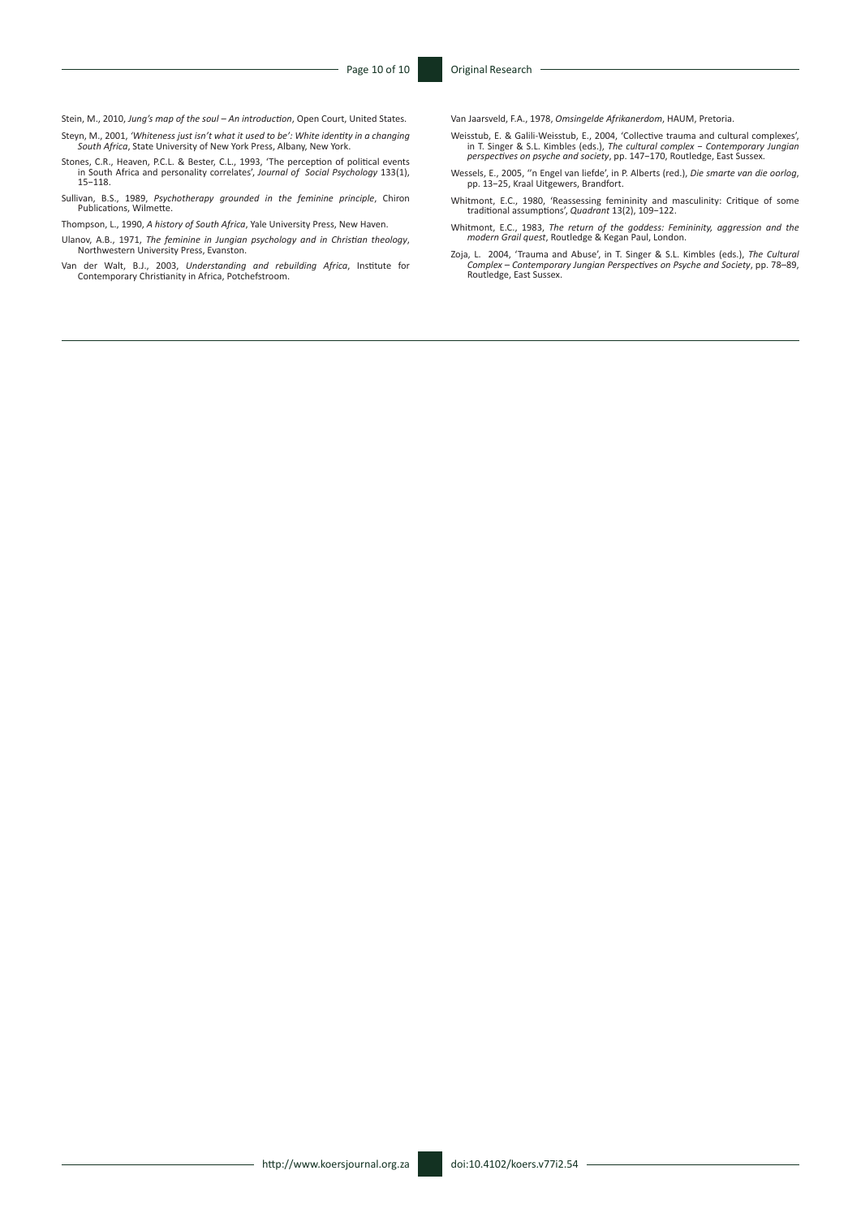Stein, M., 2010, *Jung's map of the soul – An introduction*, Open Court, United States.

Steyn, M., 2001, *'Whiteness just isn't what it used to be': White identity in a changing South Africa*, State University of New York Press, Albany, New York.

Stones, C.R., Heaven, P.C.L. & Bester, C.L., 1993, 'The perception of political events in South Africa and personality correlates', *Journal of Social Psychology* 133(1), 15–118.

Sullivan, B.S., 1989, *Psychotherapy grounded in the feminine principle*, Chiron Publications, Wilmette.

Thompson, L., 1990, *A history of South Africa*, Yale University Press, New Haven.

Ulanov, A.B., 1971, *The feminine in Jungian psychology and in Christian theology*, Northwestern University Press, Evanston.

Van der Walt, B.J., 2003, *Understanding and rebuilding Africa*, Institute for Contemporary Christianity in Africa, Potchefstroom.

Van Jaarsveld, F.A., 1978, *Omsingelde Afrikanerdom*, HAUM, Pretoria.

Weisstub, E. & Galili-Weisstub, E., 2004, 'Collective trauma and cultural complexes', in T. Singer & S.L. Kimbles (eds.), *The cultural complex – Contemporary Jungian perspectives on psyche and society*, pp. 147–170, Routledge, East Sussex.

Wessels, E., 2005, ''n Engel van liefde', in P. Alberts (red.), *Die smarte van die oorlog*, pp. 13–25, Kraal Uitgewers, Brandfort.

Whitmont, E.C., 1980, 'Reassessing femininity and masculinity: Critique of some traditional assumptions', *Quadrant* 13(2), 109–122.

Whitmont, E.C., 1983, *The return of the goddess: Femininity, aggression and the modern Grail quest*, Routledge & Kegan Paul, London.

Zoja, L. 2004, 'Trauma and Abuse', in T. Singer & S.L. Kimbles (eds.), *The Cultural Complex – Contemporary Jungian Perspectives on Psyche and Society*, pp. 78–89, Routledge, East Sussex.